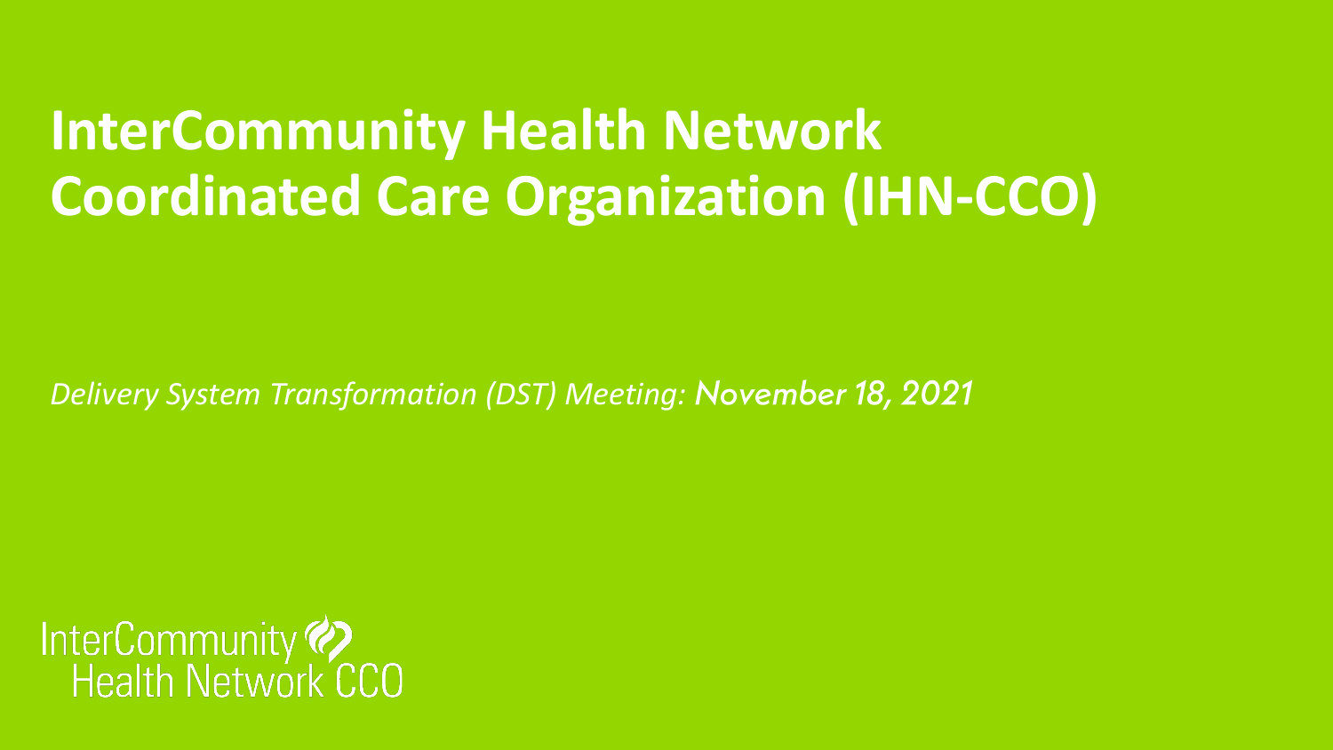# InterCommunity Health Network Coordinated Care Organization (IHN-CCO)

*Delivery System Transformation (DST) Meeting: November 18, 2021*

InterCommunity Health Network CCO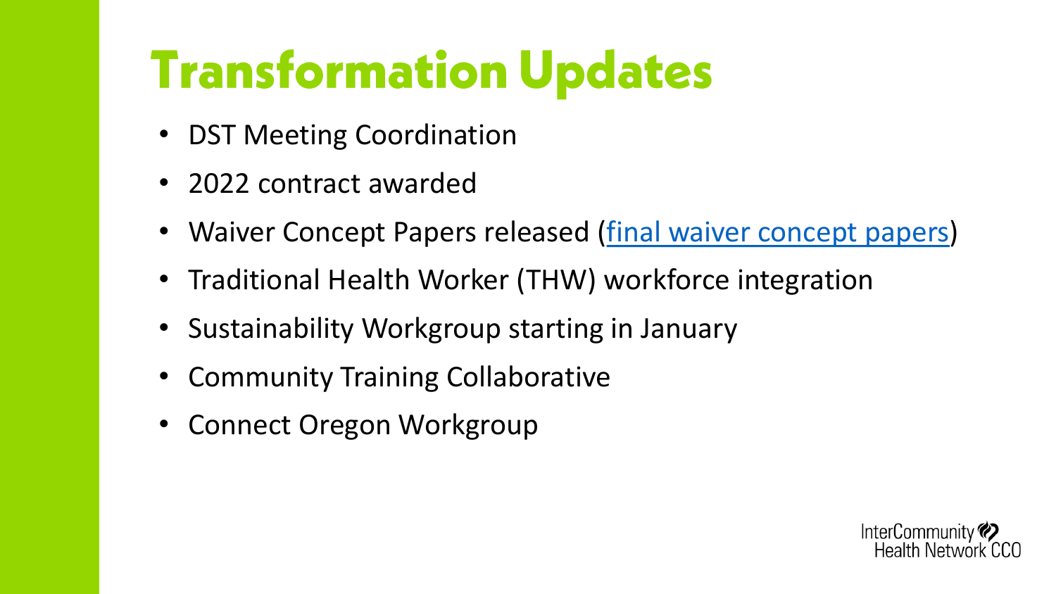# Transformation Updates

- DST Meeting Coordination
- 2022 contract awarded
- Waiver Concept Papers released (final waiver concept papers)
- Traditional Health Worker (THW) workforce integration
- Sustainability Workgroup starting in January
- Community Training Collaborative
- Connect Oregon Workgroup

InterCommunity Health Network CCO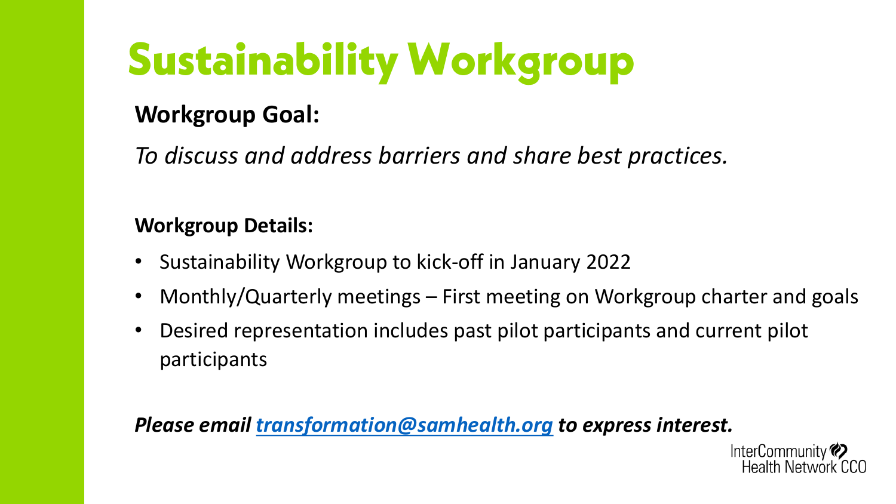# Sustainability Workgroup

**Workgroup Goal:**

*To discuss and address barriers and share best practices.*

**Workgroup Details:**

- Sustainability Workgroup to kick-off in January 2022
- Monthly/Quarterly meetings – First meeting on Workgroup charter and goals
- Desired representation includes past pilot participants and current pilot participants

***Please email [transformation@samhealth.org](mailto:transformation@samhealth.org) to express interest.***

InterCommunity Health Network CCO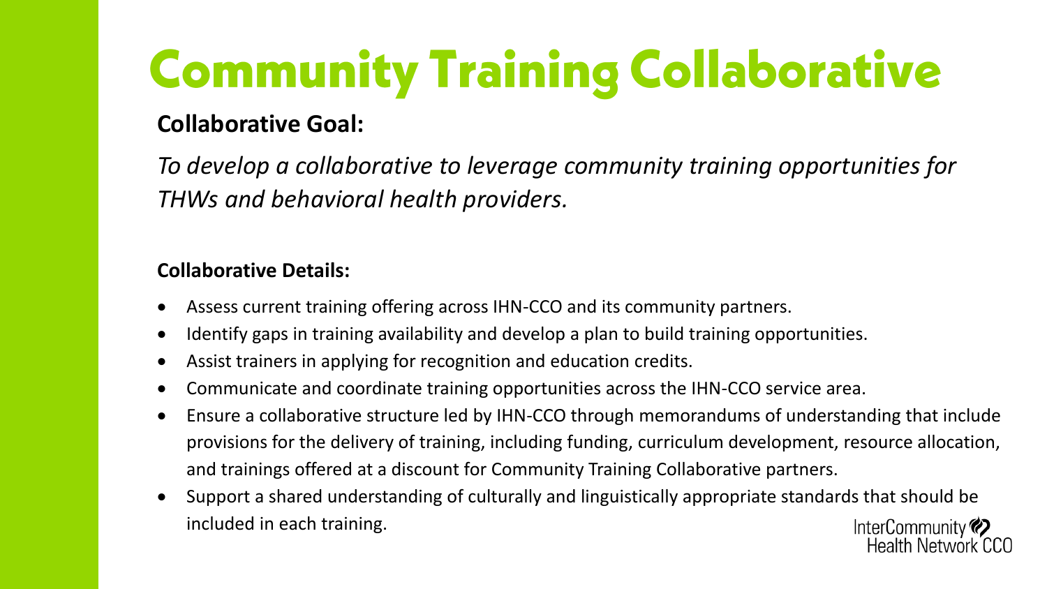# Community Training Collaborative

**Collaborative Goal:**

*To develop a collaborative to leverage community training opportunities for THWs and behavioral health providers.*

**Collaborative Details:**

- Assess current training offering across IHN-CCO and its community partners.
- Identify gaps in training availability and develop a plan to build training opportunities.
- Assist trainers in applying for recognition and education credits.
- Communicate and coordinate training opportunities across the IHN-CCO service area.
- Ensure a collaborative structure led by IHN-CCO through memorandums of understanding that include provisions for the delivery of training, including funding, curriculum development, resource allocation, and trainings offered at a discount for Community Training Collaborative partners.
- Support a shared understanding of culturally and linguistically appropriate standards that should be included in each training.

InterCommunity Health Network CCO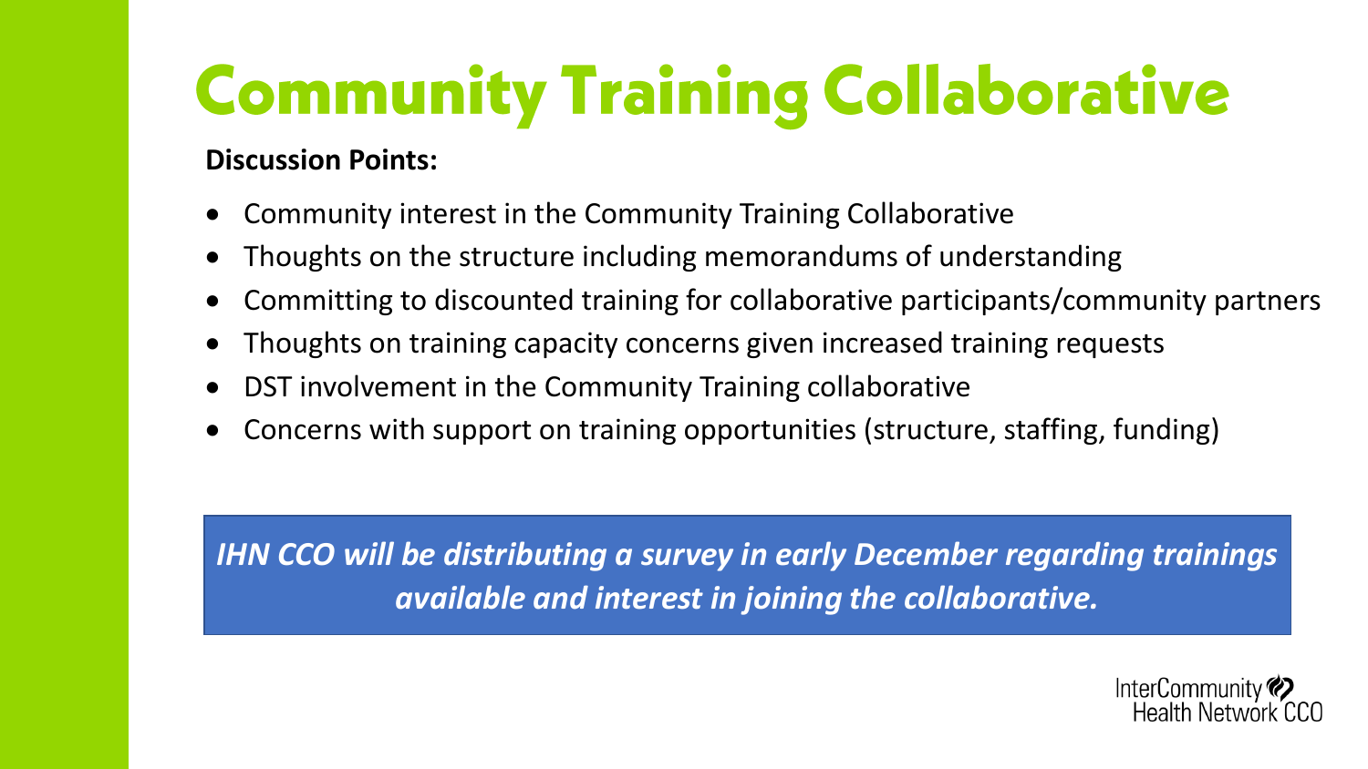# Community Training Collaborative

**Discussion Points:**

- Community interest in the Community Training Collaborative
- Thoughts on the structure including memorandums of understanding
- Committing to discounted training for collaborative participants/community partners
- Thoughts on training capacity concerns given increased training requests
- DST involvement in the Community Training collaborative
- Concerns with support on training opportunities (structure, staffing, funding)

***IHN CCO will be distributing a survey in early December regarding trainings available and interest in joining the collaborative.***

InterCommunity Health Network CCO